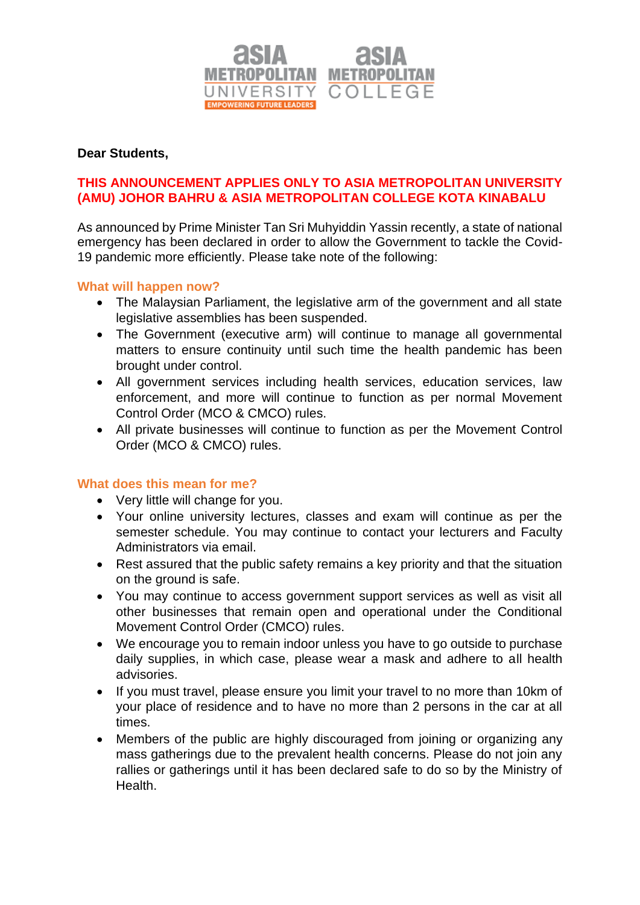**Dear Students,**

**THIS ANNOUNCEMENT APPLIES ONLY TO ASIA METROPOLITAN UNIVERSITY (AMU) JOHOR BAHRU & ASIA METROPOLITAN COLLEGE KOTA KINABALU**

As announced by Prime Minister Tan Sri Muhyiddin Yassin recently, a state of national emergency has been declared in order to allow the Government to tackle the Covid-19 pandemic more efficiently. Please take note of the following:

### What will happen now?

- The Malaysian Parliament, the legislative arm of the government and all state legislative assemblies has been suspended.
- The Government (executive arm) will continue to manage all governmental matters to ensure continuity until such time the health pandemic has been brought under control.
- All government services including health services, education services, law enforcement, and more will continue to function as per normal Movement Control Order (MCO & CMCO) rules.
- All private businesses will continue to function as per the Movement Control Order (MCO & CMCO) rules.

### What does this mean for me?

- Very little will change for you.
- Your online university lectures, classes and exam will continue as per the semester schedule. You may continue to contact your lecturers and Faculty Administrators via email.
- Rest assured that the public safety remains a key priority and that the situation on the ground is safe.
- You may continue to access government support services as well as visit all other businesses that remain open and operational under the Conditional Movement Control Order (CMCO) rules.
- We encourage you to remain indoor unless you have to go outside to purchase daily supplies, in which case, please wear a mask and adhere to all health advisories.
- If you must travel, please ensure you limit your travel to no more than 10km of your place of residence and to have no more than 2 persons in the car at all times.
- Members of the public are highly discouraged from joining or organizing any mass gatherings due to the prevalent health concerns. Please do not join any rallies or gatherings until it has been declared safe to do so by the Ministry of Health.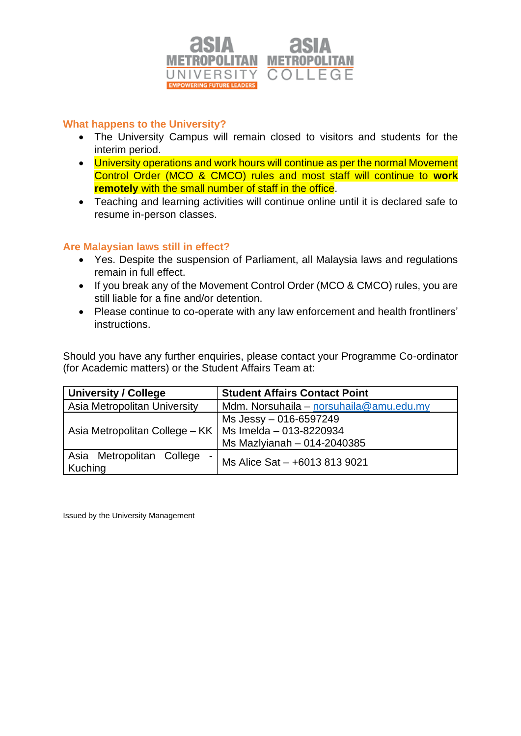## What happens to the University?

- The University Campus will remain closed to visitors and students for the interim period.
- University operations and work hours will continue as per the normal Movement Control Order (MCO & CMCO) rules and most staff will continue to **work remotely** with the small number of staff in the office.
- Teaching and learning activities will continue online until it is declared safe to resume in-person classes.

## Are Malaysian laws still in effect?

- Yes. Despite the suspension of Parliament, all Malaysia laws and regulations remain in full effect.
- If you break any of the Movement Control Order (MCO & CMCO) rules, you are still liable for a fine and/or detention.
- Please continue to co-operate with any law enforcement and health frontliners' instructions.

Should you have any further enquiries, please contact your Programme Co-ordinator (for Academic matters) or the Student Affairs Team at:

| **University / College** | **Student Affairs Contact Point** |
|---|---|
| Asia Metropolitan University | Mdm. Norsuhaila – norsuhaila@amu.edu.my |
| Asia Metropolitan College – KK | Ms Jessy – 016-6597249<br>Ms Imelda – 013-8220934<br>Ms Mazlyianah – 014-2040385 |
| Asia Metropolitan College - Kuching | Ms Alice Sat – +6013 813 9021 |

Issued by the University Management